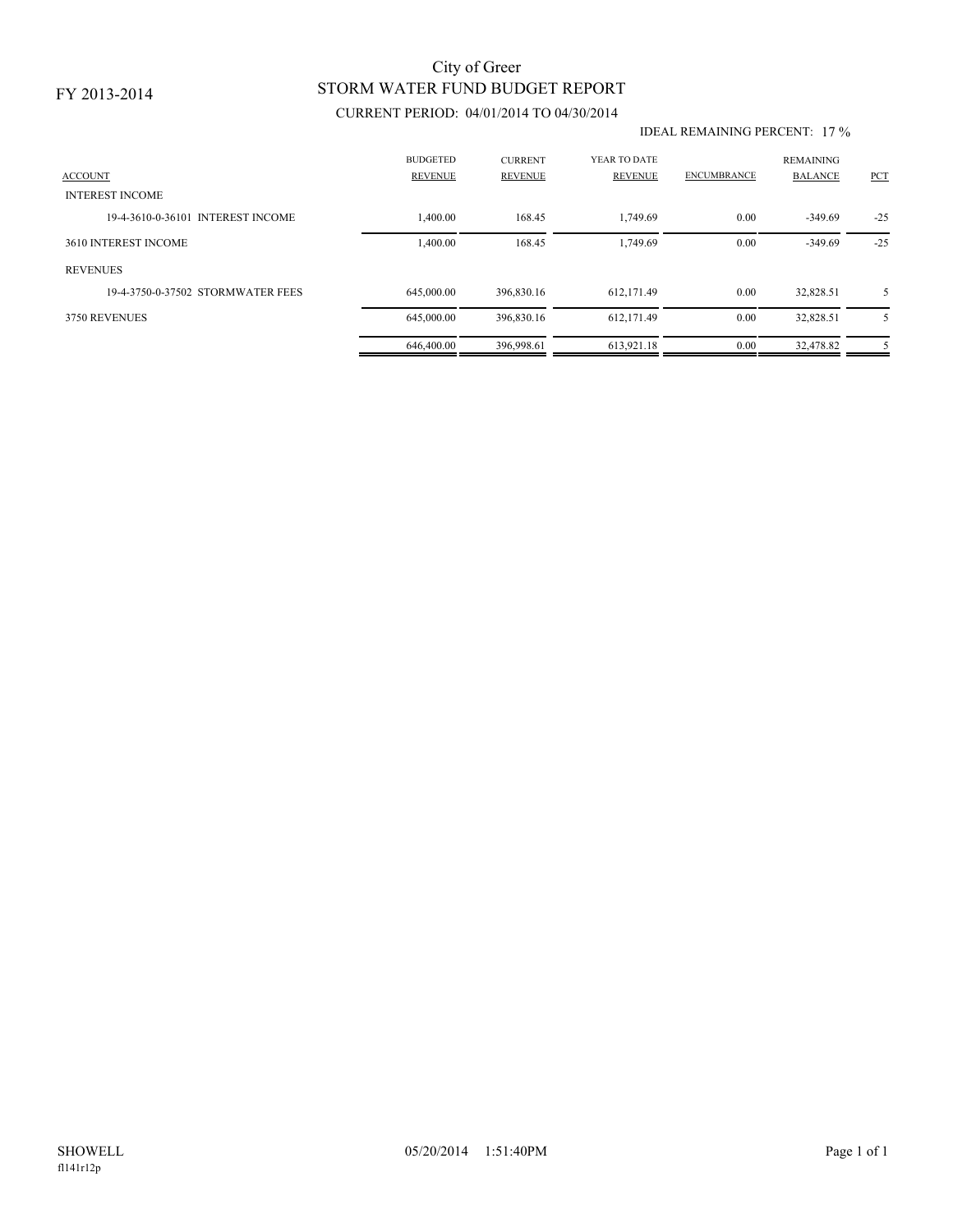FY 2013-2014

# City of Greer
## STORM WATER FUND BUDGET REPORT
### CURRENT PERIOD: 04/01/2014 TO 04/30/2014

IDEAL REMAINING PERCENT: 17 %

| ACCOUNT | BUDGETED REVENUE | CURRENT REVENUE | YEAR TO DATE REVENUE | ENCUMBRANCE | REMAINING BALANCE | PCT |
|---|---|---|---|---|---|---|
| INTEREST INCOME | | | | | | |
| 19-4-3610-0-36101 INTEREST INCOME | 1,400.00 | 168.45 | 1,749.69 | 0.00 | -349.69 | -25 |
| 3610 INTEREST INCOME | 1,400.00 | 168.45 | 1,749.69 | 0.00 | -349.69 | -25 |
| REVENUES | | | | | | |
| 19-4-3750-0-37502 STORMWATER FEES | 645,000.00 | 396,830.16 | 612,171.49 | 0.00 | 32,828.51 | 5 |
| 3750 REVENUES | 645,000.00 | 396,830.16 | 612,171.49 | 0.00 | 32,828.51 | 5 |
| | 646,400.00 | 396,998.61 | 613,921.18 | 0.00 | 32,478.82 | 5 |

SHOWELL 05/20/2014 1:51:40PM
fl141r12p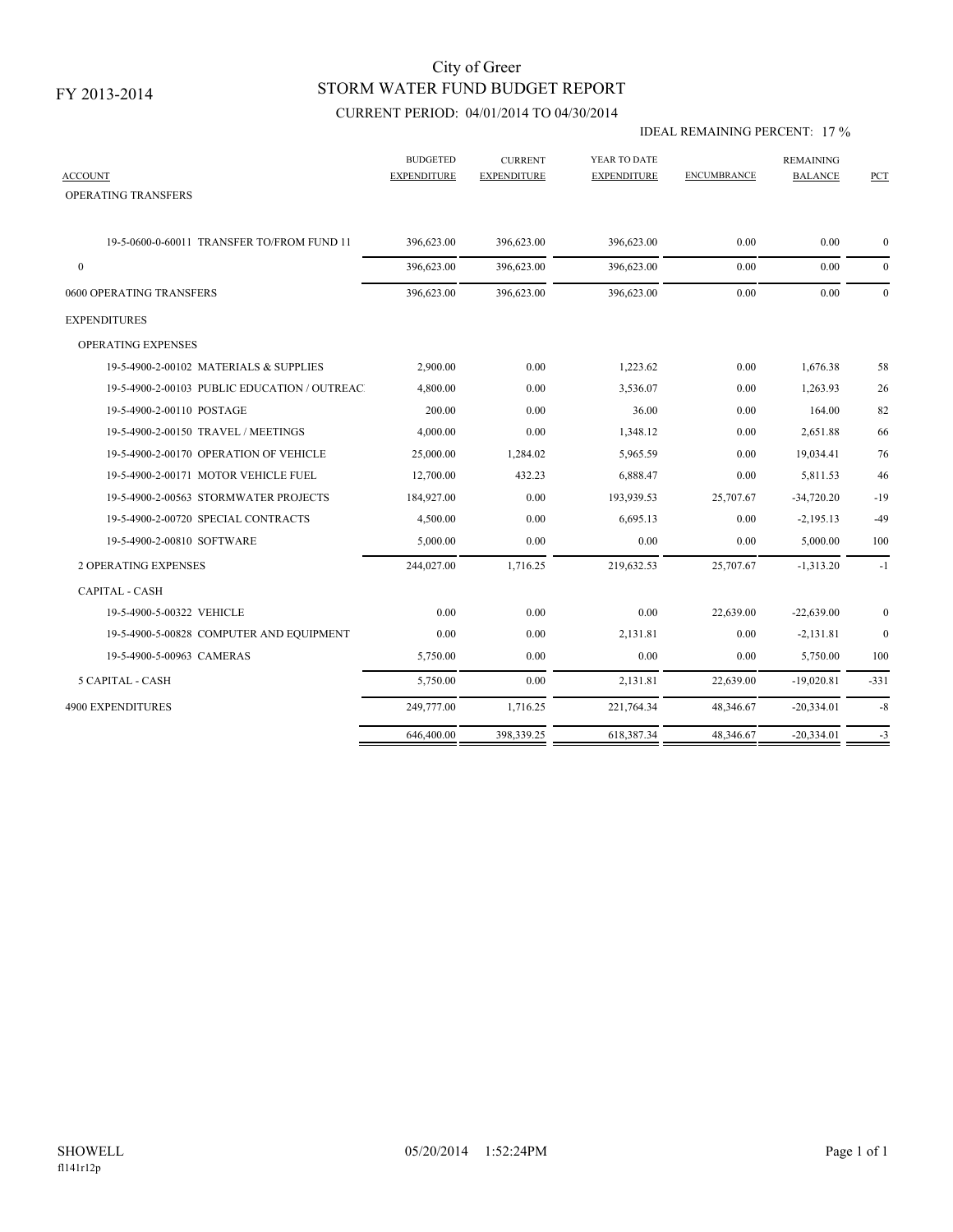FY 2013-2014

# City of Greer
## STORM WATER FUND BUDGET REPORT
### CURRENT PERIOD: 04/01/2014 TO 04/30/2014

IDEAL REMAINING PERCENT: 17 %

| ACCOUNT | BUDGETED EXPENDITURE | CURRENT EXPENDITURE | YEAR TO DATE EXPENDITURE | ENCUMBRANCE | REMAINING BALANCE | PCT |
|---|---|---|---|---|---|---|
| OPERATING TRANSFERS | | | | | | |
| 19-5-0600-0-60011 TRANSFER TO/FROM FUND 11 | 396,623.00 | 396,623.00 | 396,623.00 | 0.00 | 0.00 | 0 |
| 0 | 396,623.00 | 396,623.00 | 396,623.00 | 0.00 | 0.00 | 0 |
| 0600 OPERATING TRANSFERS | 396,623.00 | 396,623.00 | 396,623.00 | 0.00 | 0.00 | 0 |
| EXPENDITURES | | | | | | |
| OPERATING EXPENSES | | | | | | |
| 19-5-4900-2-00102 MATERIALS & SUPPLIES | 2,900.00 | 0.00 | 1,223.62 | 0.00 | 1,676.38 | 58 |
| 19-5-4900-2-00103 PUBLIC EDUCATION / OUTREAC | 4,800.00 | 0.00 | 3,536.07 | 0.00 | 1,263.93 | 26 |
| 19-5-4900-2-00110 POSTAGE | 200.00 | 0.00 | 36.00 | 0.00 | 164.00 | 82 |
| 19-5-4900-2-00150 TRAVEL / MEETINGS | 4,000.00 | 0.00 | 1,348.12 | 0.00 | 2,651.88 | 66 |
| 19-5-4900-2-00170 OPERATION OF VEHICLE | 25,000.00 | 1,284.02 | 5,965.59 | 0.00 | 19,034.41 | 76 |
| 19-5-4900-2-00171 MOTOR VEHICLE FUEL | 12,700.00 | 432.23 | 6,888.47 | 0.00 | 5,811.53 | 46 |
| 19-5-4900-2-00563 STORMWATER PROJECTS | 184,927.00 | 0.00 | 193,939.53 | 25,707.67 | -34,720.20 | -19 |
| 19-5-4900-2-00720 SPECIAL CONTRACTS | 4,500.00 | 0.00 | 6,695.13 | 0.00 | -2,195.13 | -49 |
| 19-5-4900-2-00810 SOFTWARE | 5,000.00 | 0.00 | 0.00 | 0.00 | 5,000.00 | 100 |
| 2 OPERATING EXPENSES | 244,027.00 | 1,716.25 | 219,632.53 | 25,707.67 | -1,313.20 | -1 |
| CAPITAL - CASH | | | | | | |
| 19-5-4900-5-00322 VEHICLE | 0.00 | 0.00 | 0.00 | 22,639.00 | -22,639.00 | 0 |
| 19-5-4900-5-00828 COMPUTER AND EQUIPMENT | 0.00 | 0.00 | 2,131.81 | 0.00 | -2,131.81 | 0 |
| 19-5-4900-5-00963 CAMERAS | 5,750.00 | 0.00 | 0.00 | 0.00 | 5,750.00 | 100 |
| 5 CAPITAL - CASH | 5,750.00 | 0.00 | 2,131.81 | 22,639.00 | -19,020.81 | -331 |
| 4900 EXPENDITURES | 249,777.00 | 1,716.25 | 221,764.34 | 48,346.67 | -20,334.01 | -8 |
| | 646,400.00 | 398,339.25 | 618,387.34 | 48,346.67 | -20,334.01 | -3 |

SHOWELL 05/20/2014 1:52:24PM

fl141r12p